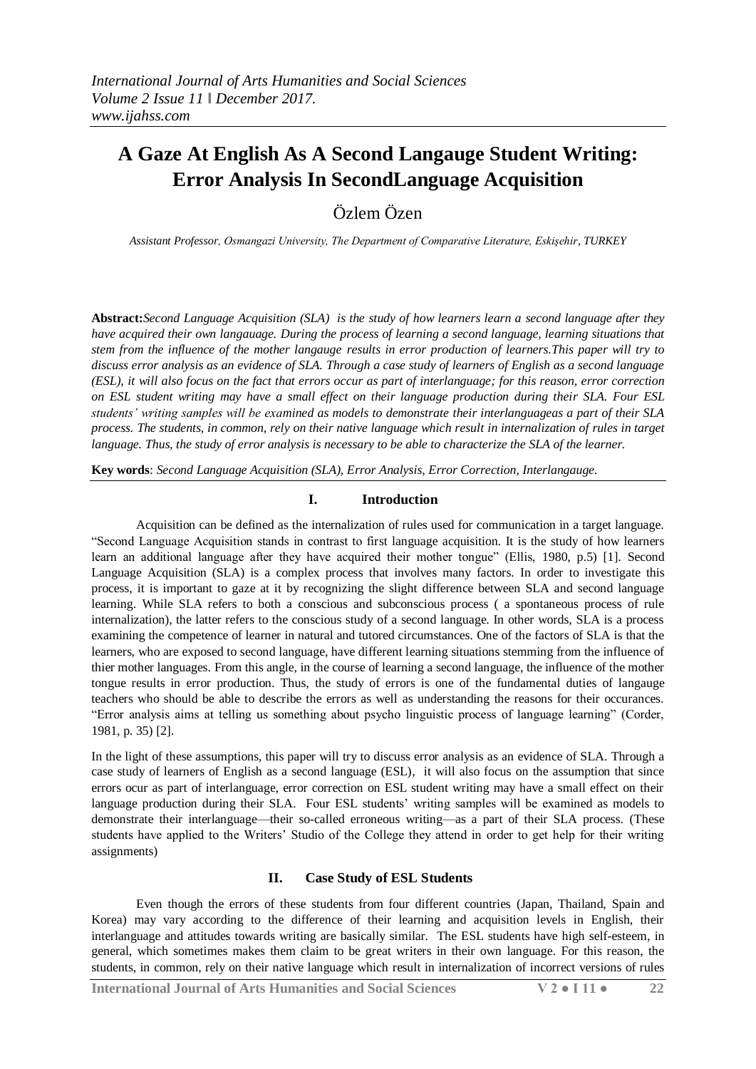# A Gaze At English As A Second Langauge Student Writing: Error Analysis In SecondLanguage Acquisition

Özlem Özen

*Assistant Professor, Osmangazi University, The Department of Comparative Literature, Eskişehir, TURKEY*

**Abstract:***Second Language Acquisition (SLA) is the study of how learners learn a second language after they have acquired their own langauage. During the process of learning a second language, learning situations that stem from the influence of the mother langauge results in error production of learners.This paper will try to discuss error analysis as an evidence of SLA. Through a case study of learners of English as a second language (ESL), it will also focus on the fact that errors occur as part of interlanguage; for this reason, error correction on ESL student writing may have a small effect on their language production during their SLA. Four ESL students' writing samples will be examined as models to demonstrate their interlanguageas a part of their SLA process. The students, in common, rely on their native language which result in internalization of rules in target language. Thus, the study of error analysis is necessary to be able to characterize the SLA of the learner.*

**Key words**: *Second Language Acquisition (SLA), Error Analysis, Error Correction, Interlangauge.*

## I. Introduction

Acquisition can be defined as the internalization of rules used for communication in a target language. "Second Language Acquisition stands in contrast to first language acquisition. It is the study of how learners learn an additional language after they have acquired their mother tongue" (Ellis, 1980, p.5) [1]. Second Language Acquisition (SLA) is a complex process that involves many factors. In order to investigate this process, it is important to gaze at it by recognizing the slight difference between SLA and second language learning. While SLA refers to both a conscious and subconscious process ( a spontaneous process of rule internalization), the latter refers to the conscious study of a second language. In other words, SLA is a process examining the competence of learner in natural and tutored circumstances. One of the factors of SLA is that the learners, who are exposed to second language, have different learning situations stemming from the influence of thier mother languages. From this angle, in the course of learning a second language, the influence of the mother tongue results in error production. Thus, the study of errors is one of the fundamental duties of langauge teachers who should be able to describe the errors as well as understanding the reasons for their occurances. "Error analysis aims at telling us something about psycho linguistic process of language learning" (Corder, 1981, p. 35) [2].

In the light of these assumptions, this paper will try to discuss error analysis as an evidence of SLA. Through a case study of learners of English as a second language (ESL), it will also focus on the assumption that since errors ocur as part of interlanguage, error correction on ESL student writing may have a small effect on their language production during their SLA. Four ESL students' writing samples will be examined as models to demonstrate their interlanguage—their so-called erroneous writing—as a part of their SLA process. (These students have applied to the Writers' Studio of the College they attend in order to get help for their writing assignments)

## II. Case Study of ESL Students

Even though the errors of these students from four different countries (Japan, Thailand, Spain and Korea) may vary according to the difference of their learning and acquisition levels in English, their interlanguage and attitudes towards writing are basically similar. The ESL students have high self-esteem, in general, which sometimes makes them claim to be great writers in their own language. For this reason, the students, in common, rely on their native language which result in internalization of incorrect versions of rules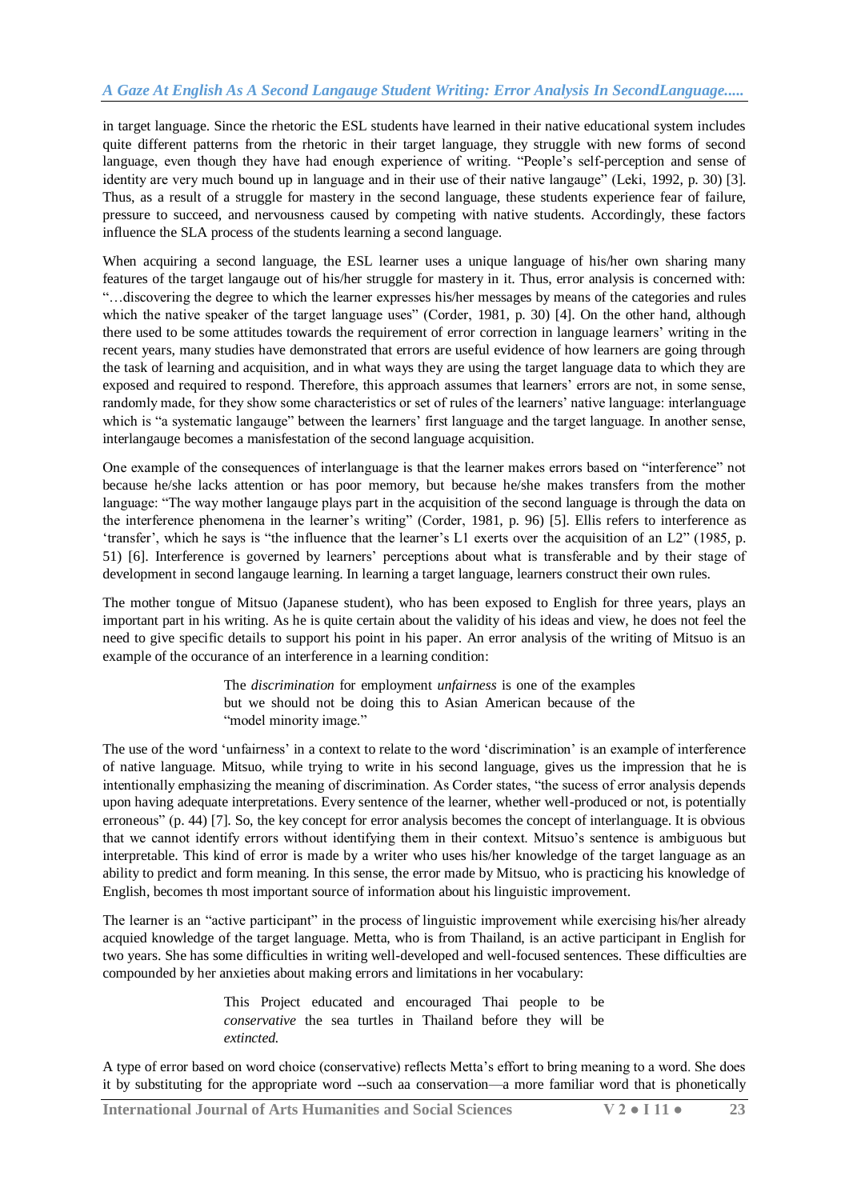in target language. Since the rhetoric the ESL students have learned in their native educational system includes quite different patterns from the rhetoric in their target language, they struggle with new forms of second language, even though they have had enough experience of writing. "People's self-perception and sense of identity are very much bound up in language and in their use of their native langauge" (Leki, 1992, p. 30) [3]. Thus, as a result of a struggle for mastery in the second language, these students experience fear of failure, pressure to succeed, and nervousness caused by competing with native students. Accordingly, these factors influence the SLA process of the students learning a second language.

When acquiring a second language, the ESL learner uses a unique language of his/her own sharing many features of the target langauge out of his/her struggle for mastery in it. Thus, error analysis is concerned with: "…discovering the degree to which the learner expresses his/her messages by means of the categories and rules which the native speaker of the target language uses" (Corder, 1981, p. 30) [4]. On the other hand, although there used to be some attitudes towards the requirement of error correction in language learners' writing in the recent years, many studies have demonstrated that errors are useful evidence of how learners are going through the task of learning and acquisition, and in what ways they are using the target language data to which they are exposed and required to respond. Therefore, this approach assumes that learners' errors are not, in some sense, randomly made, for they show some characteristics or set of rules of the learners' native language: interlanguage which is "a systematic langauge" between the learners' first language and the target language. In another sense, interlangauge becomes a manisfestation of the second language acquisition.

One example of the consequences of interlanguage is that the learner makes errors based on "interference" not because he/she lacks attention or has poor memory, but because he/she makes transfers from the mother language: "The way mother langauge plays part in the acquisition of the second language is through the data on the interference phenomena in the learner's writing" (Corder, 1981, p. 96) [5]. Ellis refers to interference as 'transfer', which he says is "the influence that the learner's L1 exerts over the acquisition of an L2" (1985, p. 51) [6]. Interference is governed by learners' perceptions about what is transferable and by their stage of development in second langauge learning. In learning a target language, learners construct their own rules.

The mother tongue of Mitsuo (Japanese student), who has been exposed to English for three years, plays an important part in his writing. As he is quite certain about the validity of his ideas and view, he does not feel the need to give specific details to support his point in his paper. An error analysis of the writing of Mitsuo is an example of the occurance of an interference in a learning condition:

> The *discrimination* for employment *unfairness* is one of the examples but we should not be doing this to Asian American because of the "model minority image."

The use of the word 'unfairness' in a context to relate to the word 'discrimination' is an example of interference of native language. Mitsuo, while trying to write in his second language, gives us the impression that he is intentionally emphasizing the meaning of discrimination. As Corder states, "the sucess of error analysis depends upon having adequate interpretations. Every sentence of the learner, whether well-produced or not, is potentially erroneous" (p. 44) [7]. So, the key concept for error analysis becomes the concept of interlanguage. It is obvious that we cannot identify errors without identifying them in their context. Mitsuo's sentence is ambiguous but interpretable. This kind of error is made by a writer who uses his/her knowledge of the target language as an ability to predict and form meaning. In this sense, the error made by Mitsuo, who is practicing his knowledge of English, becomes th most important source of information about his linguistic improvement.

The learner is an "active participant" in the process of linguistic improvement while exercising his/her already acquied knowledge of the target language. Metta, who is from Thailand, is an active participant in English for two years. She has some difficulties in writing well-developed and well-focused sentences. These difficulties are compounded by her anxieties about making errors and limitations in her vocabulary:

> This Project educated and encouraged Thai people to be *conservative* the sea turtles in Thailand before they will be *extincted.*

A type of error based on word choice (conservative) reflects Metta's effort to bring meaning to a word. She does it by substituting for the appropriate word --such aa conservation—a more familiar word that is phonetically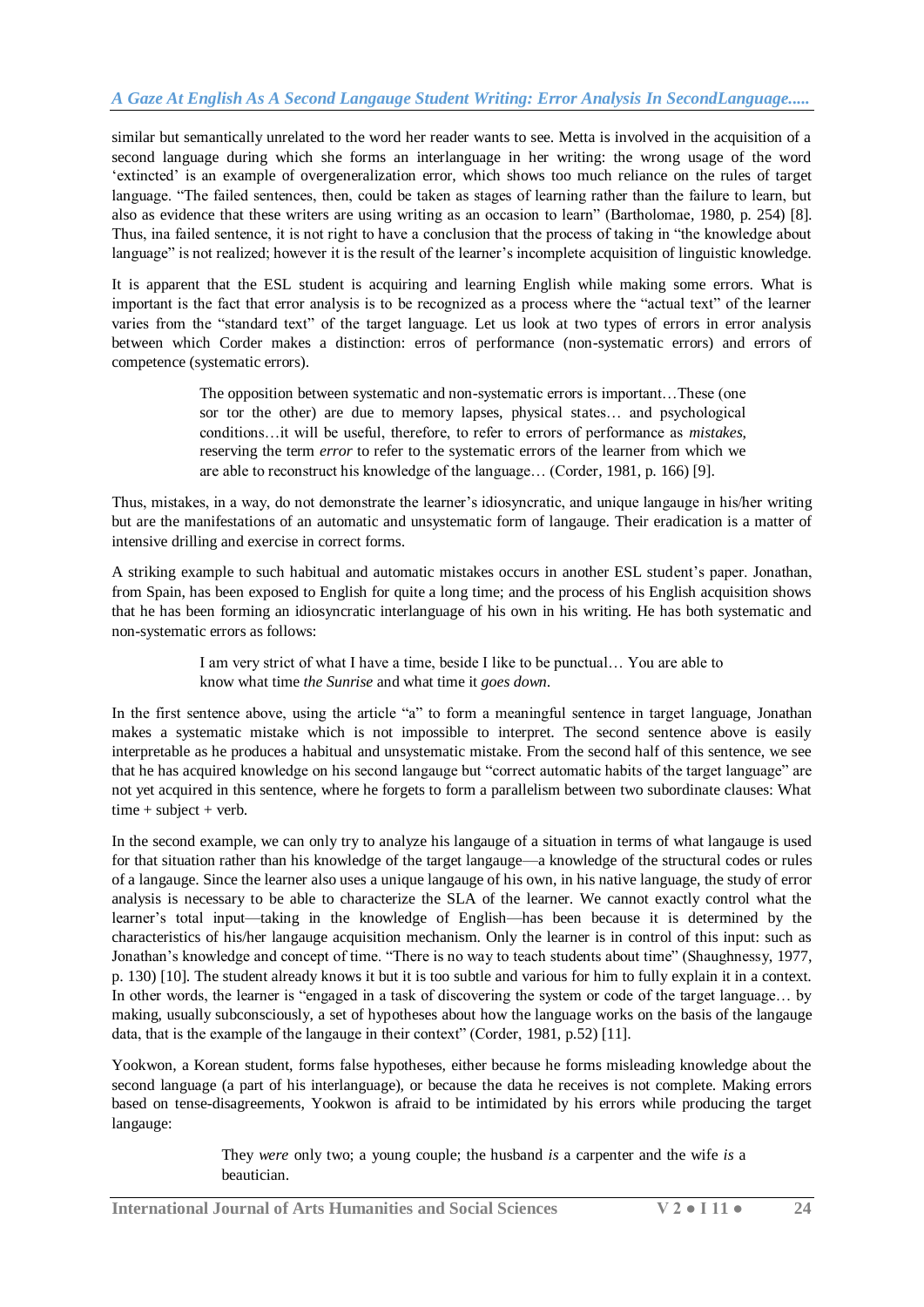similar but semantically unrelated to the word her reader wants to see. Metta is involved in the acquisition of a second language during which she forms an interlanguage in her writing: the wrong usage of the word 'extincted' is an example of overgeneralization error, which shows too much reliance on the rules of target language. "The failed sentences, then, could be taken as stages of learning rather than the failure to learn, but also as evidence that these writers are using writing as an occasion to learn" (Bartholomae, 1980, p. 254) [8]. Thus, ina failed sentence, it is not right to have a conclusion that the process of taking in "the knowledge about language" is not realized; however it is the result of the learner's incomplete acquisition of linguistic knowledge.

It is apparent that the ESL student is acquiring and learning English while making some errors. What is important is the fact that error analysis is to be recognized as a process where the "actual text" of the learner varies from the "standard text" of the target language. Let us look at two types of errors in error analysis between which Corder makes a distinction: erros of performance (non-systematic errors) and errors of competence (systematic errors).

> The opposition between systematic and non-systematic errors is important…These (one sor tor the other) are due to memory lapses, physical states… and psychological conditions…it will be useful, therefore, to refer to errors of performance as *mistakes*, reserving the term *error* to refer to the systematic errors of the learner from which we are able to reconstruct his knowledge of the language… (Corder, 1981, p. 166) [9].

Thus, mistakes, in a way, do not demonstrate the learner's idiosyncratic, and unique langauge in his/her writing but are the manifestations of an automatic and unsystematic form of langauge. Their eradication is a matter of intensive drilling and exercise in correct forms.

A striking example to such habitual and automatic mistakes occurs in another ESL student's paper. Jonathan, from Spain, has been exposed to English for quite a long time; and the process of his English acquisition shows that he has been forming an idiosyncratic interlanguage of his own in his writing. He has both systematic and non-systematic errors as follows:

> I am very strict of what I have a time, beside I like to be punctual… You are able to know what time *the Sunrise* and what time it *goes down*.

In the first sentence above, using the article "a" to form a meaningful sentence in target language, Jonathan makes a systematic mistake which is not impossible to interpret. The second sentence above is easily interpretable as he produces a habitual and unsystematic mistake. From the second half of this sentence, we see that he has acquired knowledge on his second langauge but "correct automatic habits of the target language" are not yet acquired in this sentence, where he forgets to form a parallelism between two subordinate clauses: What time + subject + verb.

In the second example, we can only try to analyze his langauge of a situation in terms of what langauge is used for that situation rather than his knowledge of the target langauge—a knowledge of the structural codes or rules of a langauge. Since the learner also uses a unique langauge of his own, in his native language, the study of error analysis is necessary to be able to characterize the SLA of the learner. We cannot exactly control what the learner's total input—taking in the knowledge of English—has been because it is determined by the characteristics of his/her langauge acquisition mechanism. Only the learner is in control of this input: such as Jonathan's knowledge and concept of time. "There is no way to teach students about time" (Shaughnessy, 1977, p. 130) [10]. The student already knows it but it is too subtle and various for him to fully explain it in a context. In other words, the learner is "engaged in a task of discovering the system or code of the target language… by making, usually subconsciously, a set of hypotheses about how the language works on the basis of the langauge data, that is the example of the langauge in their context" (Corder, 1981, p.52) [11].

Yookwon, a Korean student, forms false hypotheses, either because he forms misleading knowledge about the second language (a part of his interlanguage), or because the data he receives is not complete. Making errors based on tense-disagreements, Yookwon is afraid to be intimidated by his errors while producing the target langauge:

> They *were* only two; a young couple; the husband *is* a carpenter and the wife *is* a beautician.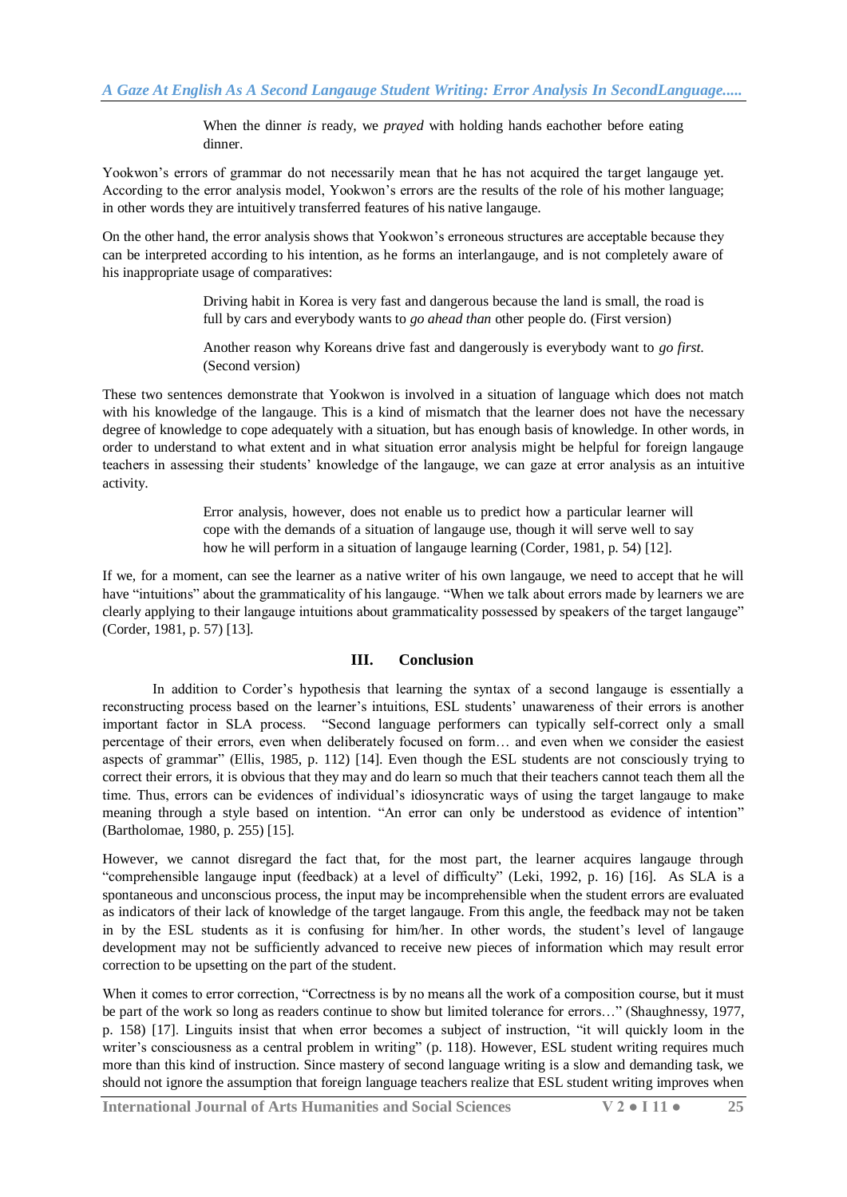> When the dinner *is* ready, we *prayed* with holding hands eachother before eating dinner.

Yookwon's errors of grammar do not necessarily mean that he has not acquired the target langauge yet. According to the error analysis model, Yookwon's errors are the results of the role of his mother language; in other words they are intuitively transferred features of his native langauge.

On the other hand, the error analysis shows that Yookwon's erroneous structures are acceptable because they can be interpreted according to his intention, as he forms an interlangauge, and is not completely aware of his inappropriate usage of comparatives:

> Driving habit in Korea is very fast and dangerous because the land is small, the road is full by cars and everybody wants to *go ahead than* other people do. (First version)
>
> Another reason why Koreans drive fast and dangerously is everybody want to *go first*. (Second version)

These two sentences demonstrate that Yookwon is involved in a situation of language which does not match with his knowledge of the langauge. This is a kind of mismatch that the learner does not have the necessary degree of knowledge to cope adequately with a situation, but has enough basis of knowledge. In other words, in order to understand to what extent and in what situation error analysis might be helpful for foreign langauge teachers in assessing their students' knowledge of the langauge, we can gaze at error analysis as an intuitive activity.

> Error analysis, however, does not enable us to predict how a particular learner will cope with the demands of a situation of langauge use, though it will serve well to say how he will perform in a situation of langauge learning (Corder, 1981, p. 54) [12].

If we, for a moment, can see the learner as a native writer of his own langauge, we need to accept that he will have "intuitions" about the grammaticality of his langauge. "When we talk about errors made by learners we are clearly applying to their langauge intuitions about grammaticality possessed by speakers of the target langauge" (Corder, 1981, p. 57) [13].

## III. Conclusion

In addition to Corder's hypothesis that learning the syntax of a second langauge is essentially a reconstructing process based on the learner's intuitions, ESL students' unawareness of their errors is another important factor in SLA process. "Second language performers can typically self-correct only a small percentage of their errors, even when deliberately focused on form… and even when we consider the easiest aspects of grammar" (Ellis, 1985, p. 112) [14]. Even though the ESL students are not consciously trying to correct their errors, it is obvious that they may and do learn so much that their teachers cannot teach them all the time. Thus, errors can be evidences of individual's idiosyncratic ways of using the target langauge to make meaning through a style based on intention. "An error can only be understood as evidence of intention" (Bartholomae, 1980, p. 255) [15].

However, we cannot disregard the fact that, for the most part, the learner acquires langauge through "comprehensible langauge input (feedback) at a level of difficulty" (Leki, 1992, p. 16) [16]. As SLA is a spontaneous and unconscious process, the input may be incomprehensible when the student errors are evaluated as indicators of their lack of knowledge of the target langauge. From this angle, the feedback may not be taken in by the ESL students as it is confusing for him/her. In other words, the student's level of langauge development may not be sufficiently advanced to receive new pieces of information which may result error correction to be upsetting on the part of the student.

When it comes to error correction, "Correctness is by no means all the work of a composition course, but it must be part of the work so long as readers continue to show but limited tolerance for errors…" (Shaughnessy, 1977, p. 158) [17]. Linguits insist that when error becomes a subject of instruction, "it will quickly loom in the writer's consciousness as a central problem in writing" (p. 118). However, ESL student writing requires much more than this kind of instruction. Since mastery of second language writing is a slow and demanding task, we should not ignore the assumption that foreign language teachers realize that ESL student writing improves when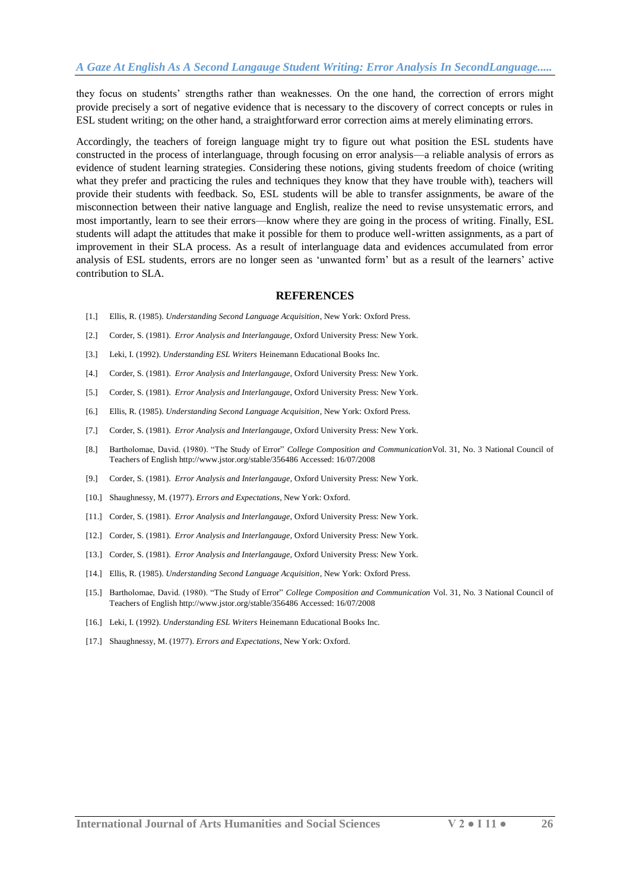they focus on students' strengths rather than weaknesses. On the one hand, the correction of errors might provide precisely a sort of negative evidence that is necessary to the discovery of correct concepts or rules in ESL student writing; on the other hand, a straightforward error correction aims at merely eliminating errors.

Accordingly, the teachers of foreign language might try to figure out what position the ESL students have constructed in the process of interlanguage, through focusing on error analysis—a reliable analysis of errors as evidence of student learning strategies. Considering these notions, giving students freedom of choice (writing what they prefer and practicing the rules and techniques they know that they have trouble with), teachers will provide their students with feedback. So, ESL students will be able to transfer assignments, be aware of the misconnection between their native language and English, realize the need to revise unsystematic errors, and most importantly, learn to see their errors—know where they are going in the process of writing. Finally, ESL students will adapt the attitudes that make it possible for them to produce well-written assignments, as a part of improvement in their SLA process. As a result of interlanguage data and evidences accumulated from error analysis of ESL students, errors are no longer seen as 'unwanted form' but as a result of the learners' active contribution to SLA.

## REFERENCES

[1.] Ellis, R. (1985). *Understanding Second Language Acquisition*, New York: Oxford Press.

[2.] Corder, S. (1981). *Error Analysis and Interlangauge*, Oxford University Press: New York.

[3.] Leki, I. (1992). *Understanding ESL Writers* Heinemann Educational Books Inc.

[4.] Corder, S. (1981). *Error Analysis and Interlangauge*, Oxford University Press: New York.

[5.] Corder, S. (1981). *Error Analysis and Interlangauge*, Oxford University Press: New York.

[6.] Ellis, R. (1985). *Understanding Second Language Acquisition*, New York: Oxford Press.

[7.] Corder, S. (1981). *Error Analysis and Interlangauge*, Oxford University Press: New York.

[8.] Bartholomae, David. (1980). "The Study of Error" *College Composition and Communication*Vol. 31, No. 3 National Council of Teachers of English http://www.jstor.org/stable/356486 Accessed: 16/07/2008

[9.] Corder, S. (1981). *Error Analysis and Interlangauge*, Oxford University Press: New York.

[10.] Shaughnessy, M. (1977). *Errors and Expectations*, New York: Oxford.

[11.] Corder, S. (1981). *Error Analysis and Interlangauge*, Oxford University Press: New York.

[12.] Corder, S. (1981). *Error Analysis and Interlangauge*, Oxford University Press: New York.

[13.] Corder, S. (1981). *Error Analysis and Interlangauge*, Oxford University Press: New York.

[14.] Ellis, R. (1985). *Understanding Second Language Acquisition*, New York: Oxford Press.

[15.] Bartholomae, David. (1980). "The Study of Error" *College Composition and Communication* Vol. 31, No. 3 National Council of Teachers of English http://www.jstor.org/stable/356486 Accessed: 16/07/2008

[16.] Leki, I. (1992). *Understanding ESL Writers* Heinemann Educational Books Inc.

[17.] Shaughnessy, M. (1977). *Errors and Expectations*, New York: Oxford.